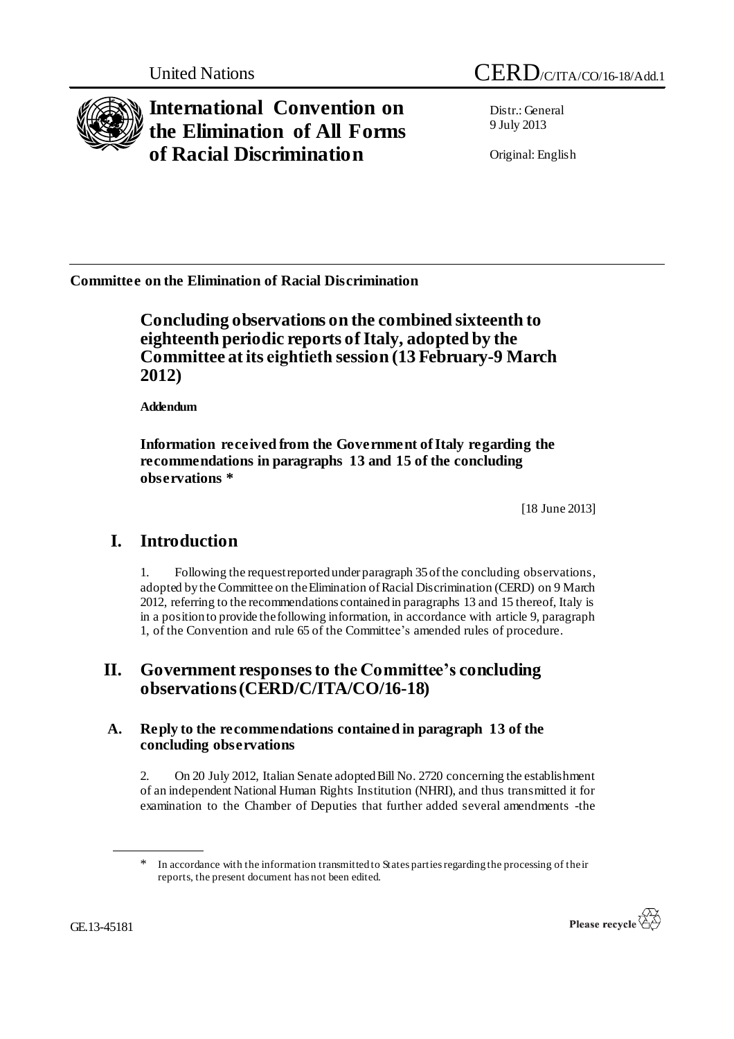United Nations CERD/C/ITA/CO/16-18/Add.1

# International Convention on the Elimination of All Forms of Racial Discrimination

Distr.: General
9 July 2013

Original: English

---

**Committee on the Elimination of Racial Discrimination**

## Concluding observations on the combined sixteenth to eighteenth periodic reports of Italy, adopted by the Committee at its eightieth session (13 February-9 March 2012)

**Addendum**

**Information received from the Government of Italy regarding the recommendations in paragraphs 13 and 15 of the concluding observations \***

[18 June 2013]

## I. Introduction

1. Following the request reported under paragraph 35 of the concluding observations, adopted by the Committee on the Elimination of Racial Discrimination (CERD) on 9 March 2012, referring to the recommendations contained in paragraphs 13 and 15 thereof, Italy is in a position to provide the following information, in accordance with article 9, paragraph 1, of the Convention and rule 65 of the Committee's amended rules of procedure.

## II. Government responses to the Committee's concluding observations (CERD/C/ITA/CO/16-18)

### A. Reply to the recommendations contained in paragraph 13 of the concluding observations

2. On 20 July 2012, Italian Senate adopted Bill No. 2720 concerning the establishment of an independent National Human Rights Institution (NHRI), and thus transmitted it for examination to the Chamber of Deputies that further added several amendments -the

---

\* In accordance with the information transmitted to States parties regarding the processing of their reports, the present document has not been edited.

GE.13-45181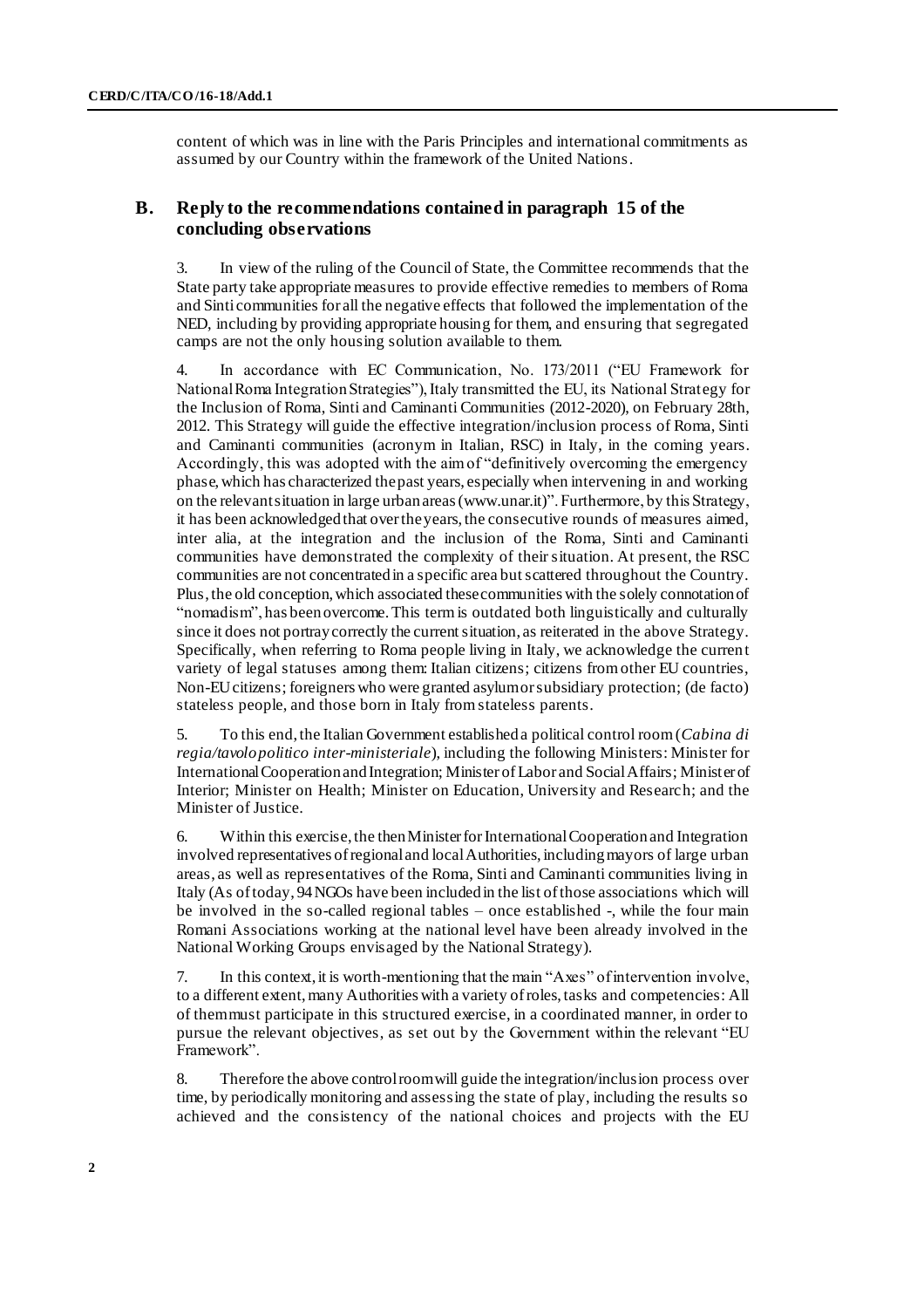content of which was in line with the Paris Principles and international commitments as assumed by our Country within the framework of the United Nations.

## B. Reply to the recommendations contained in paragraph 15 of the concluding observations

3. In view of the ruling of the Council of State, the Committee recommends that the State party take appropriate measures to provide effective remedies to members of Roma and Sinti communities for all the negative effects that followed the implementation of the NED, including by providing appropriate housing for them, and ensuring that segregated camps are not the only housing solution available to them.

4. In accordance with EC Communication, No. 173/2011 ("EU Framework for National Roma Integration Strategies"), Italy transmitted the EU, its National Strategy for the Inclusion of Roma, Sinti and Caminanti Communities (2012-2020), on February 28th, 2012. This Strategy will guide the effective integration/inclusion process of Roma, Sinti and Caminanti communities (acronym in Italian, RSC) in Italy, in the coming years. Accordingly, this was adopted with the aim of "definitively overcoming the emergency phase, which has characterized the past years, especially when intervening in and working on the relevant situation in large urban areas (www.unar.it)". Furthermore, by this Strategy, it has been acknowledged that over the years, the consecutive rounds of measures aimed, inter alia, at the integration and the inclusion of the Roma, Sinti and Caminanti communities have demonstrated the complexity of their situation. At present, the RSC communities are not concentrated in a specific area but scattered throughout the Country. Plus, the old conception, which associated these communities with the solely connotation of "nomadism", has been overcome. This term is outdated both linguistically and culturally since it does not portray correctly the current situation, as reiterated in the above Strategy. Specifically, when referring to Roma people living in Italy, we acknowledge the current variety of legal statuses among them: Italian citizens; citizens from other EU countries, Non-EU citizens; foreigners who were granted asylum or subsidiary protection; (de facto) stateless people, and those born in Italy from stateless parents.

5. To this end, the Italian Government established a political control room (*Cabina di regia/tavolo politico inter-ministeriale*), including the following Ministers: Minister for International Cooperation and Integration; Minister of Labor and Social Affairs; Minister of Interior; Minister on Health; Minister on Education, University and Research; and the Minister of Justice.

6. Within this exercise, the then Minister for International Cooperation and Integration involved representatives of regional and local Authorities, including mayors of large urban areas, as well as representatives of the Roma, Sinti and Caminanti communities living in Italy (As of today, 94 NGOs have been included in the list of those associations which will be involved in the so-called regional tables – once established -, while the four main Romani Associations working at the national level have been already involved in the National Working Groups envisaged by the National Strategy).

7. In this context, it is worth-mentioning that the main "Axes" of intervention involve, to a different extent, many Authorities with a variety of roles, tasks and competencies: All of them must participate in this structured exercise, in a coordinated manner, in order to pursue the relevant objectives, as set out by the Government within the relevant "EU Framework".

8. Therefore the above control room will guide the integration/inclusion process over time, by periodically monitoring and assessing the state of play, including the results so achieved and the consistency of the national choices and projects with the EU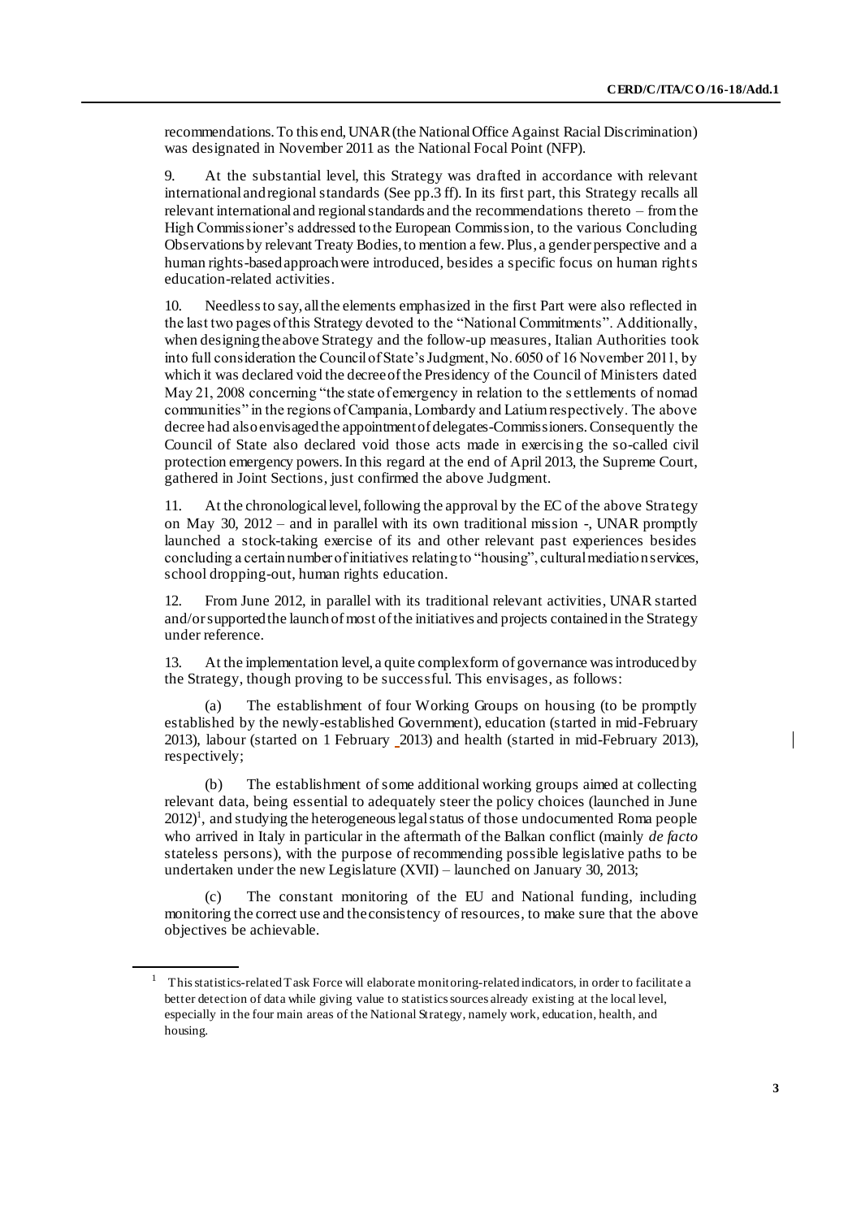recommendations. To this end, UNAR (the National Office Against Racial Discrimination) was designated in November 2011 as the National Focal Point (NFP).

9. At the substantial level, this Strategy was drafted in accordance with relevant international and regional standards (See pp.3 ff). In its first part, this Strategy recalls all relevant international and regional standards and the recommendations thereto – from the High Commissioner's addressed to the European Commission, to the various Concluding Observations by relevant Treaty Bodies, to mention a few. Plus, a gender perspective and a human rights-based approach were introduced, besides a specific focus on human rights education-related activities.

10. Needless to say, all the elements emphasized in the first Part were also reflected in the last two pages of this Strategy devoted to the "National Commitments". Additionally, when designing the above Strategy and the follow-up measures, Italian Authorities took into full consideration the Council of State's Judgment, No. 6050 of 16 November 2011, by which it was declared void the decree of the Presidency of the Council of Ministers dated May 21, 2008 concerning "the state of emergency in relation to the settlements of nomad communities" in the regions of Campania, Lombardy and Latium respectively. The above decree had also envisaged the appointment of delegates-Commissioners. Consequently the Council of State also declared void those acts made in exercising the so-called civil protection emergency powers. In this regard at the end of April 2013, the Supreme Court, gathered in Joint Sections, just confirmed the above Judgment.

11. At the chronological level, following the approval by the EC of the above Strategy on May 30, 2012 – and in parallel with its own traditional mission -, UNAR promptly launched a stock-taking exercise of its and other relevant past experiences besides concluding a certain number of initiatives relating to "housing", cultural mediation services, school dropping-out, human rights education.

12. From June 2012, in parallel with its traditional relevant activities, UNAR started and/or supported the launch of most of the initiatives and projects contained in the Strategy under reference.

13. At the implementation level, a quite complex form of governance was introduced by the Strategy, though proving to be successful. This envisages, as follows:

(a) The establishment of four Working Groups on housing (to be promptly established by the newly-established Government), education (started in mid-February 2013), labour (started on 1 February 2013) and health (started in mid-February 2013), respectively;

(b) The establishment of some additional working groups aimed at collecting relevant data, being essential to adequately steer the policy choices (launched in June 2012)[1], and studying the heterogeneous legal status of those undocumented Roma people who arrived in Italy in particular in the aftermath of the Balkan conflict (mainly *de facto* stateless persons), with the purpose of recommending possible legislative paths to be undertaken under the new Legislature (XVII) – launched on January 30, 2013;

(c) The constant monitoring of the EU and National funding, including monitoring the correct use and the consistency of resources, to make sure that the above objectives be achievable.

---

[1] This statistics-related Task Force will elaborate monitoring-related indicators, in order to facilitate a better detection of data while giving value to statistics sources already existing at the local level, especially in the four main areas of the National Strategy, namely work, education, health, and housing.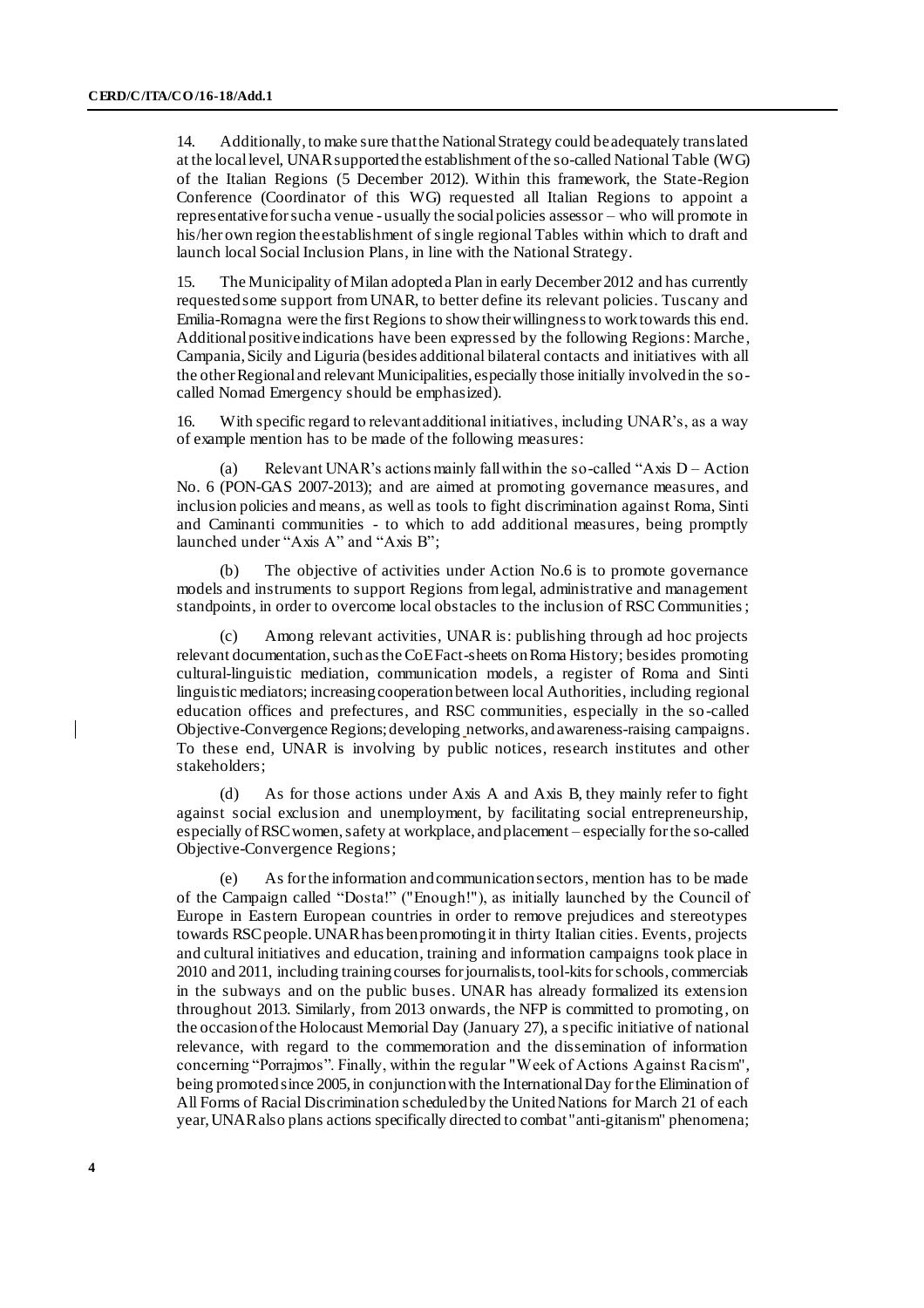14. Additionally, to make sure that the National Strategy could be adequately translated at the local level, UNAR supported the establishment of the so-called National Table (WG) of the Italian Regions (5 December 2012). Within this framework, the State-Region Conference (Coordinator of this WG) requested all Italian Regions to appoint a representative for such a venue - usually the social policies assessor – who will promote in his/her own region the establishment of single regional Tables within which to draft and launch local Social Inclusion Plans, in line with the National Strategy.

15. The Municipality of Milan adopted a Plan in early December 2012 and has currently requested some support from UNAR, to better define its relevant policies. Tuscany and Emilia-Romagna were the first Regions to show their willingness to work towards this end. Additional positive indications have been expressed by the following Regions: Marche, Campania, Sicily and Liguria (besides additional bilateral contacts and initiatives with all the other Regional and relevant Municipalities, especially those initially involved in the so-called Nomad Emergency should be emphasized).

16. With specific regard to relevant additional initiatives, including UNAR's, as a way of example mention has to be made of the following measures:

(a) Relevant UNAR's actions mainly fall within the so-called "Axis D – Action No. 6 (PON-GAS 2007-2013); and are aimed at promoting governance measures, and inclusion policies and means, as well as tools to fight discrimination against Roma, Sinti and Caminanti communities - to which to add additional measures, being promptly launched under "Axis A" and "Axis B";

(b) The objective of activities under Action No.6 is to promote governance models and instruments to support Regions from legal, administrative and management standpoints, in order to overcome local obstacles to the inclusion of RSC Communities;

(c) Among relevant activities, UNAR is: publishing through ad hoc projects relevant documentation, such as the CoE Fact-sheets on Roma History; besides promoting cultural-linguistic mediation, communication models, a register of Roma and Sinti linguistic mediators; increasing cooperation between local Authorities, including regional education offices and prefectures, and RSC communities, especially in the so-called Objective-Convergence Regions; developing networks, and awareness-raising campaigns. To these end, UNAR is involving by public notices, research institutes and other stakeholders;

(d) As for those actions under Axis A and Axis B, they mainly refer to fight against social exclusion and unemployment, by facilitating social entrepreneurship, especially of RSC women, safety at workplace, and placement – especially for the so-called Objective-Convergence Regions;

(e) As for the information and communication sectors, mention has to be made of the Campaign called "Dosta!" ("Enough!"), as initially launched by the Council of Europe in Eastern European countries in order to remove prejudices and stereotypes towards RSC people. UNAR has been promoting it in thirty Italian cities. Events, projects and cultural initiatives and education, training and information campaigns took place in 2010 and 2011, including training courses for journalists, tool-kits for schools, commercials in the subways and on the public buses. UNAR has already formalized its extension throughout 2013. Similarly, from 2013 onwards, the NFP is committed to promoting, on the occasion of the Holocaust Memorial Day (January 27), a specific initiative of national relevance, with regard to the commemoration and the dissemination of information concerning "Porrajmos". Finally, within the regular "Week of Actions Against Racism", being promoted since 2005, in conjunction with the International Day for the Elimination of All Forms of Racial Discrimination scheduled by the United Nations for March 21 of each year, UNAR also plans actions specifically directed to combat "anti-gitanism" phenomena;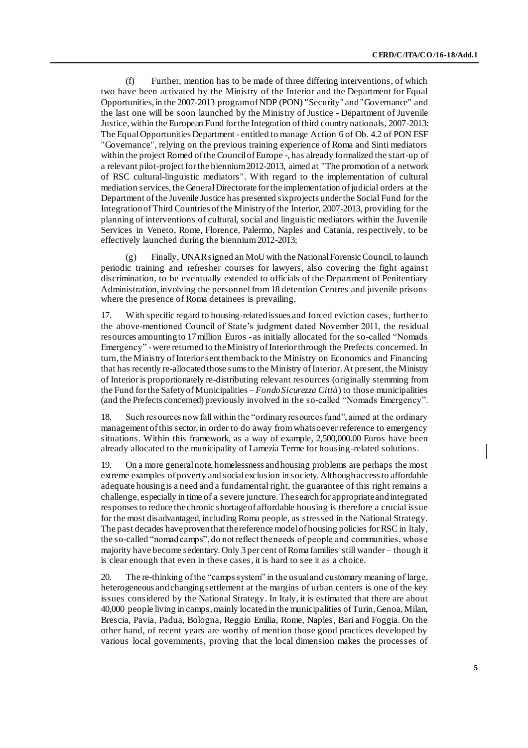(f) Further, mention has to be made of three differing interventions, of which two have been activated by the Ministry of the Interior and the Department for Equal Opportunities, in the 2007-2013 program of NDP (PON) "Security" and "Governance" and the last one will be soon launched by the Ministry of Justice - Department of Juvenile Justice, within the European Fund for the Integration of third country nationals, 2007-2013: The Equal Opportunities Department - entitled to manage Action 6 of Ob. 4.2 of PON ESF "Governance", relying on the previous training experience of Roma and Sinti mediators within the project Romed of the Council of Europe -, has already formalized the start-up of a relevant pilot-project for the biennium 2012-2013, aimed at "The promotion of a network of RSC cultural-linguistic mediators". With regard to the implementation of cultural mediation services, the General Directorate for the implementation of judicial orders at the Department of the Juvenile Justice has presented six projects under the Social Fund for the Integration of Third Countries of the Ministry of the Interior, 2007-2013, providing for the planning of interventions of cultural, social and linguistic mediators within the Juvenile Services in Veneto, Rome, Florence, Palermo, Naples and Catania, respectively, to be effectively launched during the biennium 2012-2013;

(g) Finally, UNAR signed an MoU with the National Forensic Council, to launch periodic training and refresher courses for lawyers, also covering the fight against discrimination, to be eventually extended to officials of the Department of Penitentiary Administration, involving the personnel from 18 detention Centres and juvenile prisons where the presence of Roma detainees is prevailing.

17. With specific regard to housing-related issues and forced eviction cases, further to the above-mentioned Council of State's judgment dated November 2011, the residual resources amounting to 17 million Euros - as initially allocated for the so-called "Nomads Emergency" - were returned to the Ministry of Interior through the Prefects concerned. In turn, the Ministry of Interior sent them back to the Ministry on Economics and Financing that has recently re-allocated those sums to the Ministry of Interior. At present, the Ministry of Interior is proportionately re-distributing relevant resources (originally stemming from the Fund for the Safety of Municipalities – *Fondo Sicurezza Città*) to those municipalities (and the Prefects concerned) previously involved in the so-called "Nomads Emergency".

18. Such resources now fall within the "ordinary resources fund", aimed at the ordinary management of this sector, in order to do away from whatsoever reference to emergency situations. Within this framework, as a way of example, 2,500,000.00 Euros have been already allocated to the municipality of Lamezia Terme for housing-related solutions.

19. On a more general note, homelessness and housing problems are perhaps the most extreme examples of poverty and social exclusion in society. Although access to affordable adequate housing is a need and a fundamental right, the guarantee of this right remains a challenge, especially in time of a severe juncture. The search for appropriate and integrated responses to reduce the chronic shortage of affordable housing is therefore a crucial issue for the most disadvantaged, including Roma people, as stressed in the National Strategy. The past decades have proven that the reference model of housing policies for RSC in Italy, the so-called "nomad camps", do not reflect the needs of people and communities, whose majority have become sedentary. Only 3 per cent of Roma families still wander – though it is clear enough that even in these cases, it is hard to see it as a choice.

20. The re-thinking of the "camps system" in the usual and customary meaning of large, heterogeneous and changing settlement at the margins of urban centers is one of the key issues considered by the National Strategy. In Italy, it is estimated that there are about 40,000 people living in camps, mainly located in the municipalities of Turin, Genoa, Milan, Brescia, Pavia, Padua, Bologna, Reggio Emilia, Rome, Naples, Bari and Foggia. On the other hand, of recent years are worthy of mention those good practices developed by various local governments, proving that the local dimension makes the processes of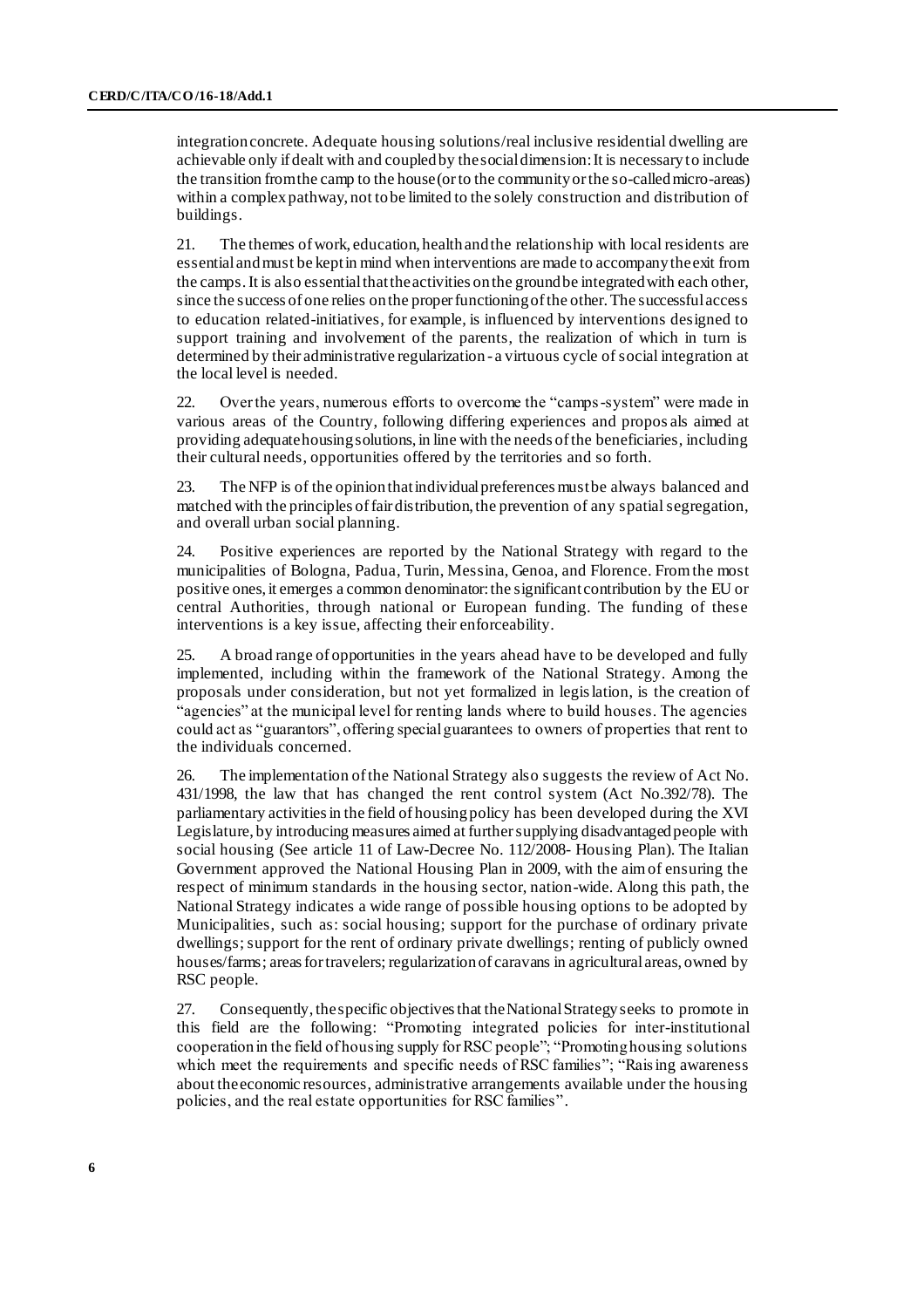integration concrete. Adequate housing solutions/real inclusive residential dwelling are achievable only if dealt with and coupled by the social dimension: It is necessary to include the transition from the camp to the house (or to the community or the so-called micro-areas) within a complex pathway, not to be limited to the solely construction and distribution of buildings.

21. The themes of work, education, health and the relationship with local residents are essential and must be kept in mind when interventions are made to accompany the exit from the camps. It is also essential that the activities on the ground be integrated with each other, since the success of one relies on the proper functioning of the other. The successful access to education related-initiatives, for example, is influenced by interventions designed to support training and involvement of the parents, the realization of which in turn is determined by their administrative regularization - a virtuous cycle of social integration at the local level is needed.

22. Over the years, numerous efforts to overcome the "camps-system" were made in various areas of the Country, following differing experiences and proposals aimed at providing adequate housing solutions, in line with the needs of the beneficiaries, including their cultural needs, opportunities offered by the territories and so forth.

23. The NFP is of the opinion that individual preferences must be always balanced and matched with the principles of fair distribution, the prevention of any spatial segregation, and overall urban social planning.

24. Positive experiences are reported by the National Strategy with regard to the municipalities of Bologna, Padua, Turin, Messina, Genoa, and Florence. From the most positive ones, it emerges a common denominator: the significant contribution by the EU or central Authorities, through national or European funding. The funding of these interventions is a key issue, affecting their enforceability.

25. A broad range of opportunities in the years ahead have to be developed and fully implemented, including within the framework of the National Strategy. Among the proposals under consideration, but not yet formalized in legislation, is the creation of "agencies" at the municipal level for renting lands where to build houses. The agencies could act as "guarantors", offering special guarantees to owners of properties that rent to the individuals concerned.

26. The implementation of the National Strategy also suggests the review of Act No. 431/1998, the law that has changed the rent control system (Act No.392/78). The parliamentary activities in the field of housing policy has been developed during the XVI Legislature, by introducing measures aimed at further supplying disadvantaged people with social housing (See article 11 of Law-Decree No. 112/2008- Housing Plan). The Italian Government approved the National Housing Plan in 2009, with the aim of ensuring the respect of minimum standards in the housing sector, nation-wide. Along this path, the National Strategy indicates a wide range of possible housing options to be adopted by Municipalities, such as: social housing; support for the purchase of ordinary private dwellings; support for the rent of ordinary private dwellings; renting of publicly owned houses/farms; areas for travelers; regularization of caravans in agricultural areas, owned by RSC people.

27. Consequently, the specific objectives that the National Strategy seeks to promote in this field are the following: "Promoting integrated policies for inter-institutional cooperation in the field of housing supply for RSC people"; "Promoting housing solutions which meet the requirements and specific needs of RSC families"; "Raising awareness about the economic resources, administrative arrangements available under the housing policies, and the real estate opportunities for RSC families".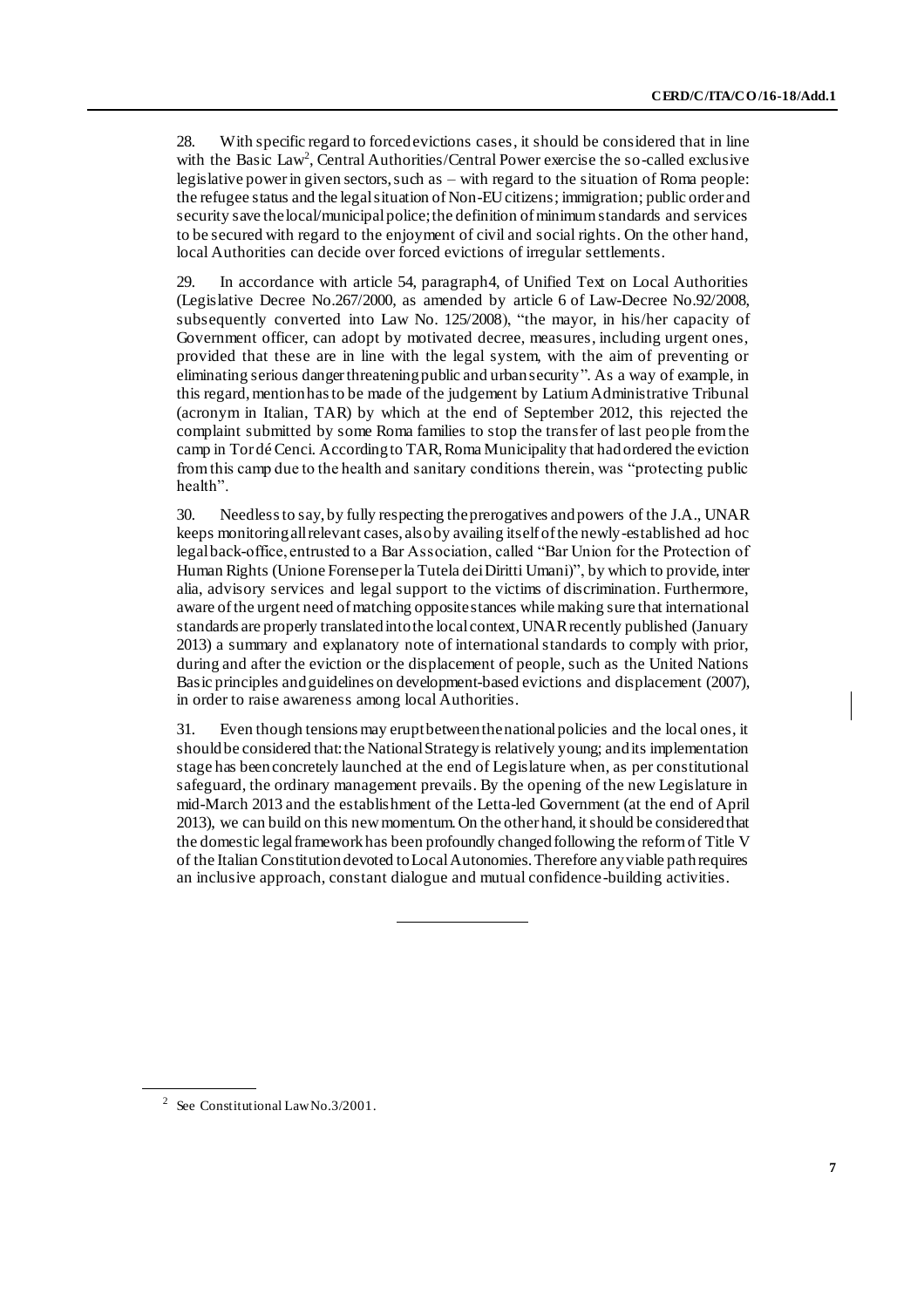28. With specific regard to forced evictions cases, it should be considered that in line with the Basic Law[2], Central Authorities/Central Power exercise the so-called exclusive legislative power in given sectors, such as – with regard to the situation of Roma people: the refugee status and the legal situation of Non-EU citizens; immigration; public order and security save the local/municipal police; the definition of minimum standards and services to be secured with regard to the enjoyment of civil and social rights. On the other hand, local Authorities can decide over forced evictions of irregular settlements.

29. In accordance with article 54, paragraph4, of Unified Text on Local Authorities (Legislative Decree No.267/2000, as amended by article 6 of Law-Decree No.92/2008, subsequently converted into Law No. 125/2008), "the mayor, in his/her capacity of Government officer, can adopt by motivated decree, measures, including urgent ones, provided that these are in line with the legal system, with the aim of preventing or eliminating serious danger threatening public and urban security". As a way of example, in this regard, mention has to be made of the judgement by Latium Administrative Tribunal (acronym in Italian, TAR) by which at the end of September 2012, this rejected the complaint submitted by some Roma families to stop the transfer of last people from the camp in Tor dé Cenci. According to TAR, Roma Municipality that had ordered the eviction from this camp due to the health and sanitary conditions therein, was "protecting public health".

30. Needless to say, by fully respecting the prerogatives and powers of the J.A., UNAR keeps monitoring all relevant cases, also by availing itself of the newly-established ad hoc legal back-office, entrusted to a Bar Association, called "Bar Union for the Protection of Human Rights (Unione Forense per la Tutela dei Diritti Umani)", by which to provide, inter alia, advisory services and legal support to the victims of discrimination. Furthermore, aware of the urgent need of matching opposite stances while making sure that international standards are properly translated into the local context, UNAR recently published (January 2013) a summary and explanatory note of international standards to comply with prior, during and after the eviction or the displacement of people, such as the United Nations Basic principles and guidelines on development-based evictions and displacement (2007), in order to raise awareness among local Authorities.

31. Even though tensions may erupt between the national policies and the local ones, it should be considered that: the National Strategy is relatively young; and its implementation stage has been concretely launched at the end of Legislature when, as per constitutional safeguard, the ordinary management prevails. By the opening of the new Legislature in mid-March 2013 and the establishment of the Letta-led Government (at the end of April 2013), we can build on this new momentum. On the other hand, it should be considered that the domestic legal framework has been profoundly changed following the reform of Title V of the Italian Constitution devoted to Local Autonomies. Therefore any viable path requires an inclusive approach, constant dialogue and mutual confidence-building activities.

---

[2] See Constitutional Law No.3/2001.